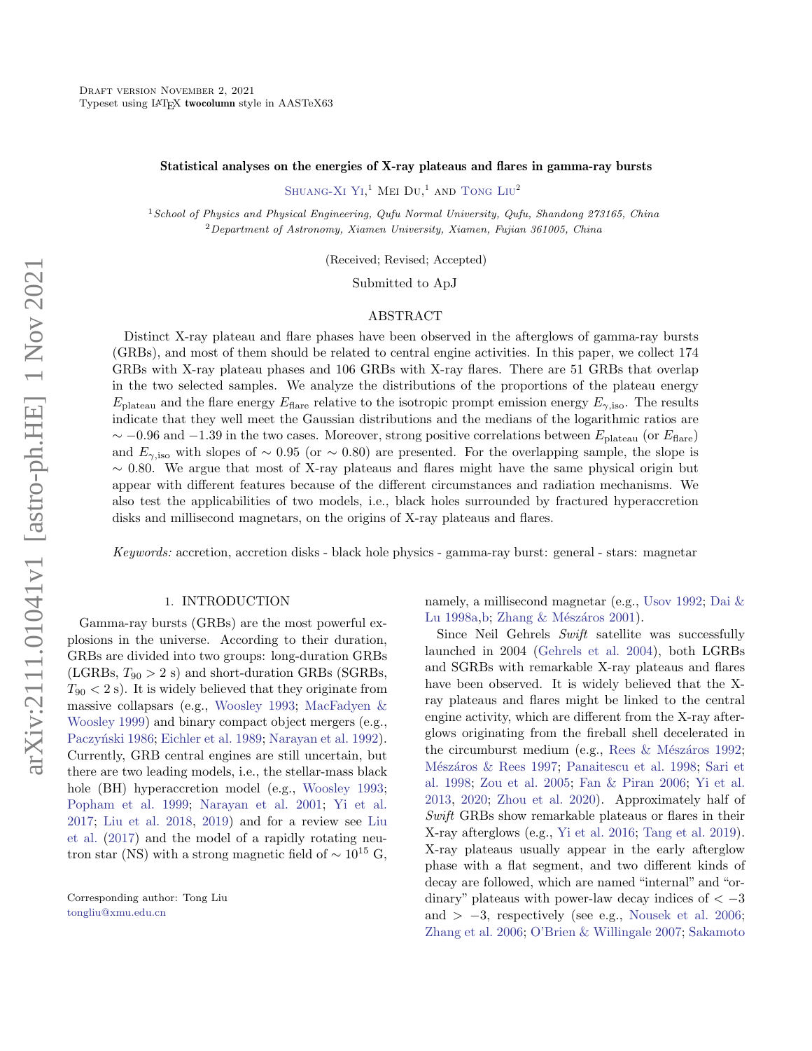Draft version November 2, 2021
Typeset using LaTeX **twocolumn** style in AASTeX63

# Statistical analyses on the energies of X-ray plateaus and flares in gamma-ray bursts

Shuang-Xi Yi,[1] Mei Du,[1] and Tong Liu[2]

[1]*School of Physics and Physical Engineering, Qufu Normal University, Qufu, Shandong 273165, China*
[2]*Department of Astronomy, Xiamen University, Xiamen, Fujian 361005, China*

(Received; Revised; Accepted)

Submitted to ApJ

## ABSTRACT

Distinct X-ray plateau and flare phases have been observed in the afterglows of gamma-ray bursts (GRBs), and most of them should be related to central engine activities. In this paper, we collect 174 GRBs with X-ray plateau phases and 106 GRBs with X-ray flares. There are 51 GRBs that overlap in the two selected samples. We analyze the distributions of the proportions of the plateau energy $E_{\rm plateau}$ and the flare energy $E_{\rm flare}$ relative to the isotropic prompt emission energy $E_{\gamma,\rm iso}$. The results indicate that they well meet the Gaussian distributions and the medians of the logarithmic ratios are $\sim -0.96$ and $-1.39$ in the two cases. Moreover, strong positive correlations between $E_{\rm plateau}$ (or $E_{\rm flare}$) and $E_{\gamma,\rm iso}$ with slopes of $\sim 0.95$ (or $\sim 0.80$) are presented. For the overlapping sample, the slope is $\sim 0.80$. We argue that most of X-ray plateaus and flares might have the same physical origin but appear with different features because of the different circumstances and radiation mechanisms. We also test the applicabilities of two models, i.e., black holes surrounded by fractured hyperaccretion disks and millisecond magnetars, on the origins of X-ray plateaus and flares.

*Keywords:* accretion, accretion disks - black hole physics - gamma-ray burst: general - stars: magnetar

## 1. INTRODUCTION

Gamma-ray bursts (GRBs) are the most powerful explosions in the universe. According to their duration, GRBs are divided into two groups: long-duration GRBs (LGRBs, $T_{90} > 2$ s) and short-duration GRBs (SGRBs, $T_{90} < 2$ s). It is widely believed that they originate from massive collapsars (e.g., Woosley 1993; MacFadyen & Woosley 1999) and binary compact object mergers (e.g., Paczyński 1986; Eichler et al. 1989; Narayan et al. 1992). Currently, GRB central engines are still uncertain, but there are two leading models, i.e., the stellar-mass black hole (BH) hyperaccretion model (e.g., Woosley 1993; Popham et al. 1999; Narayan et al. 2001; Yi et al. 2017; Liu et al. 2018, 2019) and for a review see Liu et al. (2017) and the model of a rapidly rotating neutron star (NS) with a strong magnetic field of $\sim 10^{15}$ G, namely, a millisecond magnetar (e.g., Usov 1992; Dai & Lu 1998a,b; Zhang & Mészáros 2001).

Since Neil Gehrels *Swift* satellite was successfully launched in 2004 (Gehrels et al. 2004), both LGRBs and SGRBs with remarkable X-ray plateaus and flares have been observed. It is widely believed that the X-ray plateaus and flares might be linked to the central engine activity, which are different from the X-ray afterglows originating from the fireball shell decelerated in the circumburst medium (e.g., Rees & Mészáros 1992; Mészáros & Rees 1997; Panaitescu et al. 1998; Sari et al. 1998; Zou et al. 2005; Fan & Piran 2006; Yi et al. 2013, 2020; Zhou et al. 2020). Approximately half of *Swift* GRBs show remarkable plateaus or flares in their X-ray afterglows (e.g., Yi et al. 2016; Tang et al. 2019). X-ray plateaus usually appear in the early afterglow phase with a flat segment, and two different kinds of decay are followed, which are named "internal" and "ordinary" plateaus with power-law decay indices of $< -3$ and $> -3$, respectively (see e.g., Nousek et al. 2006; Zhang et al. 2006; O'Brien & Willingale 2007; Sakamoto

Corresponding author: Tong Liu
tongliu@xmu.edu.cn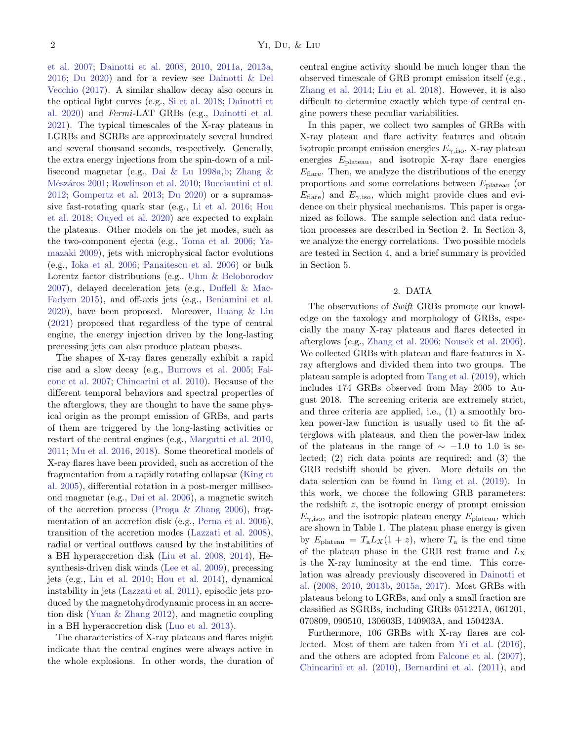et al. 2007; Dainotti et al. 2008, 2010, 2011a, 2013a, 2016; Du 2020) and for a review see Dainotti & Del Vecchio (2017). A similar shallow decay also occurs in the optical light curves (e.g., Si et al. 2018; Dainotti et al. 2020) and *Fermi*-LAT GRBs (e.g., Dainotti et al. 2021). The typical timescales of the X-ray plateaus in LGRBs and SGRBs are approximately several hundred and several thousand seconds, respectively. Generally, the extra energy injections from the spin-down of a millisecond magnetar (e.g., Dai & Lu 1998a,b; Zhang & Mészáros 2001; Rowlinson et al. 2010; Bucciantini et al. 2012; Gompertz et al. 2013; Du 2020) or a supramassive fast-rotating quark star (e.g., Li et al. 2016; Hou et al. 2018; Ouyed et al. 2020) are expected to explain the plateaus. Other models on the jet modes, such as the two-component ejecta (e.g., Toma et al. 2006; Yamazaki 2009), jets with microphysical factor evolutions (e.g., Ioka et al. 2006; Panaitescu et al. 2006) or bulk Lorentz factor distributions (e.g., Uhm & Beloborodov 2007), delayed deceleration jets (e.g., Duffell & MacFadyen 2015), and off-axis jets (e.g., Beniamini et al. 2020), have been proposed. Moreover, Huang & Liu (2021) proposed that regardless of the type of central engine, the energy injection driven by the long-lasting precessing jets can also produce plateau phases.

The shapes of X-ray flares generally exhibit a rapid rise and a slow decay (e.g., Burrows et al. 2005; Falcone et al. 2007; Chincarini et al. 2010). Because of the different temporal behaviors and spectral properties of the afterglows, they are thought to have the same physical origin as the prompt emission of GRBs, and parts of them are triggered by the long-lasting activities or restart of the central engines (e.g., Margutti et al. 2010, 2011; Mu et al. 2016, 2018). Some theoretical models of X-ray flares have been provided, such as accretion of the fragmentation from a rapidly rotating collapsar (King et al. 2005), differential rotation in a post-merger millisecond magnetar (e.g., Dai et al. 2006), a magnetic switch of the accretion process (Proga & Zhang 2006), fragmentation of an accretion disk (e.g., Perna et al. 2006), transition of the accretion modes (Lazzati et al. 2008), radial or vertical outflows caused by the instabilities of a BH hyperaccretion disk (Liu et al. 2008, 2014), He-synthesis-driven disk winds (Lee et al. 2009), precessing jets (e.g., Liu et al. 2010; Hou et al. 2014), dynamical instability in jets (Lazzati et al. 2011), episodic jets produced by the magnetohydrodynamic process in an accretion disk (Yuan & Zhang 2012), and magnetic coupling in a BH hyperaccretion disk (Luo et al. 2013).

The characteristics of X-ray plateaus and flares might indicate that the central engines were always active in the whole explosions. In other words, the duration of central engine activity should be much longer than the observed timescale of GRB prompt emission itself (e.g., Zhang et al. 2014; Liu et al. 2018). However, it is also difficult to determine exactly which type of central engine powers these peculiar variabilities.

In this paper, we collect two samples of GRBs with X-ray plateau and flare activity features and obtain isotropic prompt emission energies $E_{\gamma,\rm iso}$, X-ray plateau energies $E_{\rm plateau}$, and isotropic X-ray flare energies $E_{\rm flare}$. Then, we analyze the distributions of the energy proportions and some correlations between $E_{\rm plateau}$ (or $E_{\rm flare}$) and $E_{\gamma,\rm iso}$, which might provide clues and evidence on their physical mechanisms. This paper is organized as follows. The sample selection and data reduction processes are described in Section 2. In Section 3, we analyze the energy correlations. Two possible models are tested in Section 4, and a brief summary is provided in Section 5.

## 2. DATA

The observations of *Swift* GRBs promote our knowledge on the taxology and morphology of GRBs, especially the many X-ray plateaus and flares detected in afterglows (e.g., Zhang et al. 2006; Nousek et al. 2006). We collected GRBs with plateau and flare features in X-ray afterglows and divided them into two groups. The plateau sample is adopted from Tang et al. (2019), which includes 174 GRBs observed from May 2005 to August 2018. The screening criteria are extremely strict, and three criteria are applied, i.e., (1) a smoothly broken power-law function is usually used to fit the afterglows with plateaus, and then the power-law index of the plateaus in the range of $\sim -1.0$ to 1.0 is selected; (2) rich data points are required; and (3) the GRB redshift should be given. More details on the data selection can be found in Tang et al. (2019). In this work, we choose the following GRB parameters: the redshift $z$, the isotropic energy of prompt emission $E_{\gamma,\rm iso}$, and the isotropic plateau energy $E_{\rm plateau}$, which are shown in Table 1. The plateau phase energy is given by $E_{\rm plateau} = T_{\rm a} L_X (1+z)$, where $T_{\rm a}$ is the end time of the plateau phase in the GRB rest frame and $L_{\rm X}$ is the X-ray luminosity at the end time. This correlation was already previously discovered in Dainotti et al. (2008, 2010, 2013b, 2015a, 2017). Most GRBs with plateaus belong to LGRBs, and only a small fraction are classified as SGRBs, including GRBs 051221A, 061201, 070809, 090510, 130603B, 140903A, and 150423A.

Furthermore, 106 GRBs with X-ray flares are collected. Most of them are taken from Yi et al. (2016), and the others are adopted from Falcone et al. (2007), Chincarini et al. (2010), Bernardini et al. (2011), and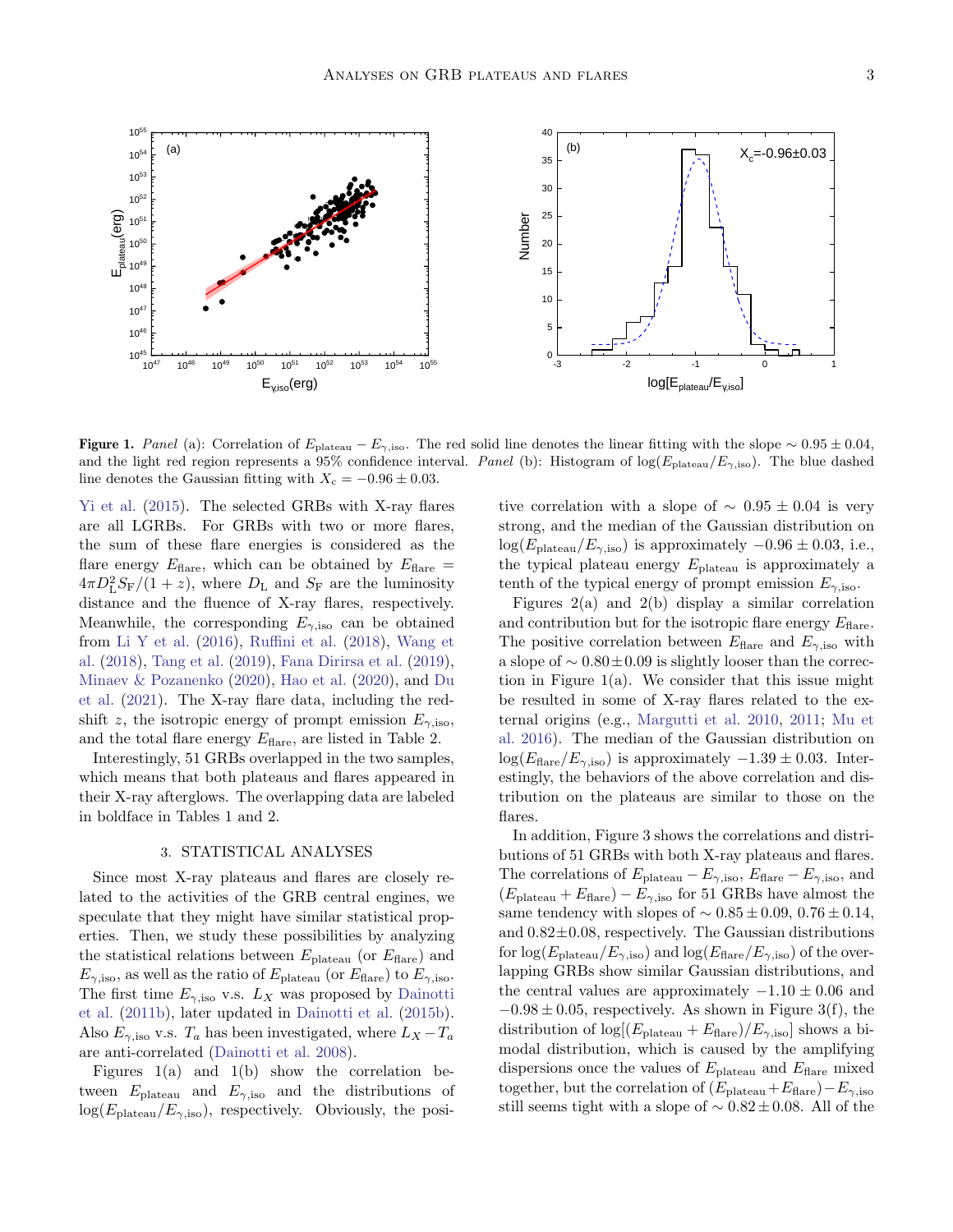**Figure 1.** *Panel* (a): Correlation of $E_{\rm plateau} - E_{\gamma,\rm iso}$. The red solid line denotes the linear fitting with the slope $\sim 0.95 \pm 0.04$, and the light red region represents a 95% confidence interval. *Panel* (b): Histogram of $\log(E_{\rm plateau}/E_{\gamma,\rm iso})$. The blue dashed line denotes the Gaussian fitting with $X_{\rm c} = -0.96 \pm 0.03$.

Yi et al. (2015). The selected GRBs with X-ray flares are all LGRBs. For GRBs with two or more flares, the sum of these flare energies is considered as the flare energy $E_{\rm flare}$, which can be obtained by $E_{\rm flare} = 4\pi D_{\rm L}^2 S_{\rm F}/(1+z)$, where $D_{\rm L}$ and $S_{\rm F}$ are the luminosity distance and the fluence of X-ray flares, respectively. Meanwhile, the corresponding $E_{\gamma,\rm iso}$ can be obtained from Li Y et al. (2016), Ruffini et al. (2018), Wang et al. (2018), Tang et al. (2019), Fana Dirirsa et al. (2019), Minaev & Pozanenko (2020), Hao et al. (2020), and Du et al. (2021). The X-ray flare data, including the redshift $z$, the isotropic energy of prompt emission $E_{\gamma,\rm iso}$, and the total flare energy $E_{\rm flare}$, are listed in Table 2.

Interestingly, 51 GRBs overlapped in the two samples, which means that both plateaus and flares appeared in their X-ray afterglows. The overlapping data are labeled in boldface in Tables 1 and 2.

## 3. STATISTICAL ANALYSES

Since most X-ray plateaus and flares are closely related to the activities of the GRB central engines, we speculate that they might have similar statistical properties. Then, we study these possibilities by analyzing the statistical relations between $E_{\rm plateau}$ (or $E_{\rm flare}$) and $E_{\gamma,\rm iso}$, as well as the ratio of $E_{\rm plateau}$ (or $E_{\rm flare}$) to $E_{\gamma,\rm iso}$. The first time $E_{\gamma,\rm iso}$ v.s. $L_X$ was proposed by Dainotti et al. (2011b), later updated in Dainotti et al. (2015b). Also $E_{\gamma,\rm iso}$ v.s. $T_a$ has been investigated, where $L_X - T_a$ are anti-correlated (Dainotti et al. 2008).

Figures 1(a) and 1(b) show the correlation between $E_{\rm plateau}$ and $E_{\gamma,\rm iso}$ and the distributions of $\log(E_{\rm plateau}/E_{\gamma,\rm iso})$, respectively. Obviously, the positive correlation with a slope of $\sim 0.95 \pm 0.04$ is very strong, and the median of the Gaussian distribution on $\log(E_{\rm plateau}/E_{\gamma,\rm iso})$ is approximately $-0.96 \pm 0.03$, i.e., the typical plateau energy $E_{\rm plateau}$ is approximately a tenth of the typical energy of prompt emission $E_{\gamma,\rm iso}$.

Figures 2(a) and 2(b) display a similar correlation and contribution but for the isotropic flare energy $E_{\rm flare}$. The positive correlation between $E_{\rm flare}$ and $E_{\gamma,\rm iso}$ with a slope of $\sim 0.80 \pm 0.09$ is slightly looser than the correction in Figure 1(a). We consider that this issue might be resulted in some of X-ray flares related to the external origins (e.g., Margutti et al. 2010, 2011; Mu et al. 2016). The median of the Gaussian distribution on $\log(E_{\rm flare}/E_{\gamma,\rm iso})$ is approximately $-1.39 \pm 0.03$. Interestingly, the behaviors of the above correlation and distribution on the plateaus are similar to those on the flares.

In addition, Figure 3 shows the correlations and distributions of 51 GRBs with both X-ray plateaus and flares. The correlations of $E_{\rm plateau} - E_{\gamma,\rm iso}$, $E_{\rm flare} - E_{\gamma,\rm iso}$, and $(E_{\rm plateau} + E_{\rm flare}) - E_{\gamma,\rm iso}$ for 51 GRBs have almost the same tendency with slopes of $\sim 0.85 \pm 0.09$, $0.76 \pm 0.14$, and $0.82 \pm 0.08$, respectively. The Gaussian distributions for $\log(E_{\rm plateau}/E_{\gamma,\rm iso})$ and $\log(E_{\rm flare}/E_{\gamma,\rm iso})$ of the overlapping GRBs show similar Gaussian distributions, and the central values are approximately $-1.10 \pm 0.06$ and $-0.98 \pm 0.05$, respectively. As shown in Figure 3(f), the distribution of $\log[(E_{\rm plateau} + E_{\rm flare})/E_{\gamma,\rm iso}]$ shows a bimodal distribution, which is caused by the amplifying dispersions once the values of $E_{\rm plateau}$ and $E_{\rm flare}$ mixed together, but the correlation of $(E_{\rm plateau} + E_{\rm flare}) - E_{\gamma,\rm iso}$ still seems tight with a slope of $\sim 0.82 \pm 0.08$. All of the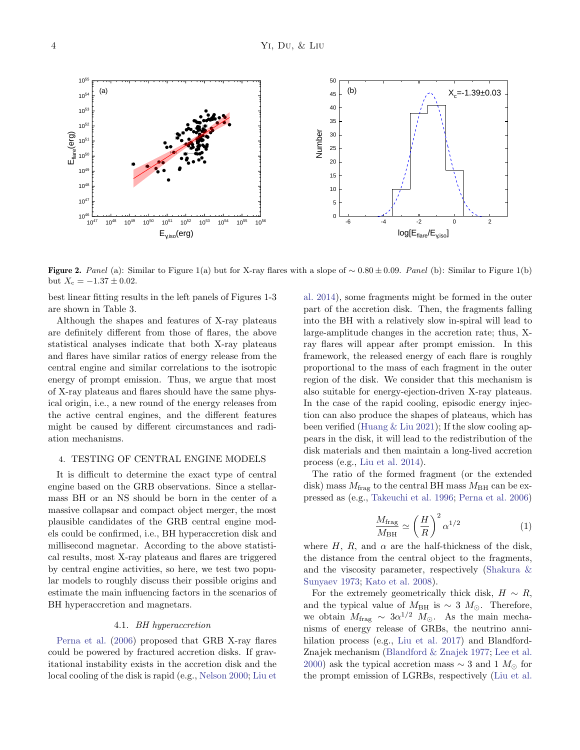**Figure 2.** *Panel* (a): Similar to Figure 1(a) but for X-ray flares with a slope of $\sim 0.80 \pm 0.09$. *Panel* (b): Similar to Figure 1(b) but $X_{\rm c} = -1.37 \pm 0.02$.

best linear fitting results in the left panels of Figures 1-3 are shown in Table 3.

Although the shapes and features of X-ray plateaus are definitely different from those of flares, the above statistical analyses indicate that both X-ray plateaus and flares have similar ratios of energy release from the central engine and similar correlations to the isotropic energy of prompt emission. Thus, we argue that most of X-ray plateaus and flares should have the same physical origin, i.e., a new round of the energy releases from the active central engines, and the different features might be caused by different circumstances and radiation mechanisms.

## 4. TESTING OF CENTRAL ENGINE MODELS

It is difficult to determine the exact type of central engine based on the GRB observations. Since a stellar-mass BH or an NS should be born in the center of a massive collapsar and compact object merger, the most plausible candidates of the GRB central engine models could be confirmed, i.e., BH hyperaccretion disk and millisecond magnetar. According to the above statistical results, most X-ray plateaus and flares are triggered by central engine activities, so here, we test two popular models to roughly discuss their possible origins and estimate the main influencing factors in the scenarios of BH hyperaccretion and magnetars.

### 4.1. *BH hyperaccretion*

Perna et al. (2006) proposed that GRB X-ray flares could be powered by fractured accretion disks. If gravitational instability exists in the accretion disk and the local cooling of the disk is rapid (e.g., Nelson 2000; Liu et al. 2014), some fragments might be formed in the outer part of the accretion disk. Then, the fragments falling into the BH with a relatively slow in-spiral will lead to large-amplitude changes in the accretion rate; thus, X-ray flares will appear after prompt emission. In this framework, the released energy of each flare is roughly proportional to the mass of each fragment in the outer region of the disk. We consider that this mechanism is also suitable for energy-ejection-driven X-ray plateaus. In the case of the rapid cooling, episodic energy injection can also produce the shapes of plateaus, which has been verified (Huang & Liu 2021); If the slow cooling appears in the disk, it will lead to the redistribution of the disk materials and then maintain a long-lived accretion process (e.g., Liu et al. 2014).

The ratio of the formed fragment (or the extended disk) mass $M_{\rm frag}$ to the central BH mass $M_{\rm BH}$ can be expressed as (e.g., Takeuchi et al. 1996; Perna et al. 2006)

$$\frac{M_{\rm frag}}{M_{\rm BH}} \simeq \left(\frac{H}{R}\right)^2 \alpha^{1/2} \tag{1}$$

where $H$, $R$, and $\alpha$ are the half-thickness of the disk, the distance from the central object to the fragments, and the viscosity parameter, respectively (Shakura & Sunyaev 1973; Kato et al. 2008).

For the extremely geometrically thick disk, $H \sim R$, and the typical value of $M_{\rm BH}$ is $\sim 3\ M_\odot$. Therefore, we obtain $M_{\rm frag} \sim 3\alpha^{1/2}\ M_\odot$. As the main mechanisms of energy release of GRBs, the neutrino annihilation process (e.g., Liu et al. 2017) and Blandford-Znajek mechanism (Blandford & Znajek 1977; Lee et al. 2000) ask the typical accretion mass $\sim 3$ and $1\ M_\odot$ for the prompt emission of LGRBs, respectively (Liu et al.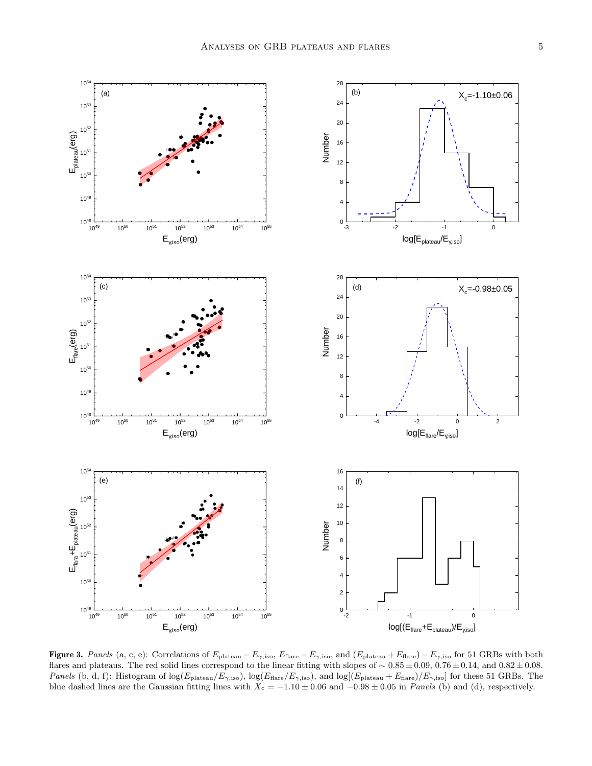**Figure 3.** *Panels* (a, c, e): Correlations of $E_{\rm plateau} - E_{\gamma,\rm iso}$, $E_{\rm flare} - E_{\gamma,\rm iso}$, and $(E_{\rm plateau} + E_{\rm flare}) - E_{\gamma,\rm iso}$ for 51 GRBs with both flares and plateaus. The red solid lines correspond to the linear fitting with slopes of $\sim 0.85 \pm 0.09$, $0.76 \pm 0.14$, and $0.82 \pm 0.08$. *Panels* (b, d, f): Histogram of $\log(E_{\rm plateau}/E_{\gamma,\rm iso})$, $\log(E_{\rm flare}/E_{\gamma,\rm iso})$, and $\log[(E_{\rm plateau} + E_{\rm flare})/E_{\gamma,\rm iso}]$ for these 51 GRBs. The blue dashed lines are the Gaussian fitting lines with $X_{\rm c} = -1.10 \pm 0.06$ and $-0.98 \pm 0.05$ in *Panels* (b) and (d), respectively.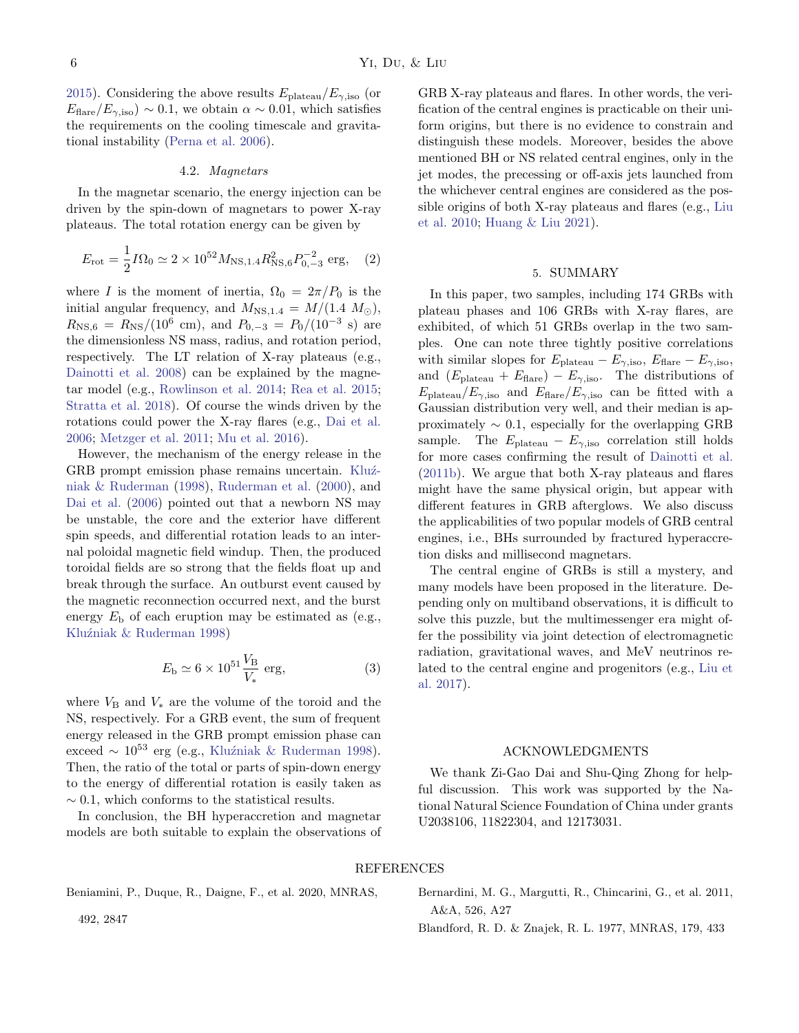2015). Considering the above results $E_{\rm plateau}/E_{\gamma,\rm iso}$ (or $E_{\rm flare}/E_{\gamma,\rm iso}$) $\sim 0.1$, we obtain $\alpha \sim 0.01$, which satisfies the requirements on the cooling timescale and gravitational instability (Perna et al. 2006).

### 4.2. *Magnetars*

In the magnetar scenario, the energy injection can be driven by the spin-down of magnetars to power X-ray plateaus. The total rotation energy can be given by

$$E_{\rm rot} = \frac{1}{2} I \Omega_0 \simeq 2 \times 10^{52} M_{\rm NS,1.4} R_{\rm NS,6}^2 P_{0,-3}^{-2} \ {\rm erg}, \quad (2)$$

where $I$ is the moment of inertia, $\Omega_0 = 2\pi/P_0$ is the initial angular frequency, and $M_{\rm NS,1.4} = M/(1.4\ M_\odot)$, $R_{\rm NS,6} = R_{\rm NS}/(10^6\ {\rm cm})$, and $P_{0,-3} = P_0/(10^{-3}\ {\rm s})$ are the dimensionless NS mass, radius, and rotation period, respectively. The LT relation of X-ray plateaus (e.g., Dainotti et al. 2008) can be explained by the magnetar model (e.g., Rowlinson et al. 2014; Rea et al. 2015; Stratta et al. 2018). Of course the winds driven by the rotations could power the X-ray flares (e.g., Dai et al. 2006; Metzger et al. 2011; Mu et al. 2016).

However, the mechanism of the energy release in the GRB prompt emission phase remains uncertain. Kluźniak & Ruderman (1998), Ruderman et al. (2000), and Dai et al. (2006) pointed out that a newborn NS may be unstable, the core and the exterior have different spin speeds, and differential rotation leads to an internal poloidal magnetic field windup. Then, the produced toroidal fields are so strong that the fields float up and break through the surface. An outburst event caused by the magnetic reconnection occurred next, and the burst energy $E_{\rm b}$ of each eruption may be estimated as (e.g., Kluźniak & Ruderman 1998)

$$E_{\rm b} \simeq 6 \times 10^{51} \frac{V_{\rm B}}{V_*} \ {\rm erg}, \quad (3)$$

where $V_{\rm B}$ and $V_*$ are the volume of the toroid and the NS, respectively. For a GRB event, the sum of frequent energy released in the GRB prompt emission phase can exceed $\sim 10^{53}$ erg (e.g., Kluźniak & Ruderman 1998). Then, the ratio of the total or parts of spin-down energy to the energy of differential rotation is easily taken as $\sim 0.1$, which conforms to the statistical results.

In conclusion, the BH hyperaccretion and magnetar models are both suitable to explain the observations of GRB X-ray plateaus and flares. In other words, the verification of the central engines is practicable on their uniform origins, but there is no evidence to constrain and distinguish these models. Moreover, besides the above mentioned BH or NS related central engines, only in the jet modes, the precessing or off-axis jets launched from the whichever central engines are considered as the possible origins of both X-ray plateaus and flares (e.g., Liu et al. 2010; Huang & Liu 2021).

## 5. SUMMARY

In this paper, two samples, including 174 GRBs with plateau phases and 106 GRBs with X-ray flares, are exhibited, of which 51 GRBs overlap in the two samples. One can note three tightly positive correlations with similar slopes for $E_{\rm plateau} - E_{\gamma,\rm iso}$, $E_{\rm flare} - E_{\gamma,\rm iso}$, and $(E_{\rm plateau} + E_{\rm flare}) - E_{\gamma,\rm iso}$. The distributions of $E_{\rm plateau}/E_{\gamma,\rm iso}$ and $E_{\rm flare}/E_{\gamma,\rm iso}$ can be fitted with a Gaussian distribution very well, and their median is approximately $\sim 0.1$, especially for the overlapping GRB sample. The $E_{\rm plateau} - E_{\gamma,\rm iso}$ correlation still holds for more cases confirming the result of Dainotti et al. (2011b). We argue that both X-ray plateaus and flares might have the same physical origin, but appear with different features in GRB afterglows. We also discuss the applicabilities of two popular models of GRB central engines, i.e., BHs surrounded by fractured hyperaccretion disks and millisecond magnetars.

The central engine of GRBs is still a mystery, and many models have been proposed in the literature. Depending only on multiband observations, it is difficult to solve this puzzle, but the multimessenger era might offer the possibility via joint detection of electromagnetic radiation, gravitational waves, and MeV neutrinos related to the central engine and progenitors (e.g., Liu et al. 2017).

## ACKNOWLEDGMENTS

We thank Zi-Gao Dai and Shu-Qing Zhong for helpful discussion. This work was supported by the National Natural Science Foundation of China under grants U2038106, 11822304, and 12173031.

## REFERENCES

Beniamini, P., Duque, R., Daigne, F., et al. 2020, MNRAS, 492, 2847

Bernardini, M. G., Margutti, R., Chincarini, G., et al. 2011, A&A, 526, A27

Blandford, R. D. & Znajek, R. L. 1977, MNRAS, 179, 433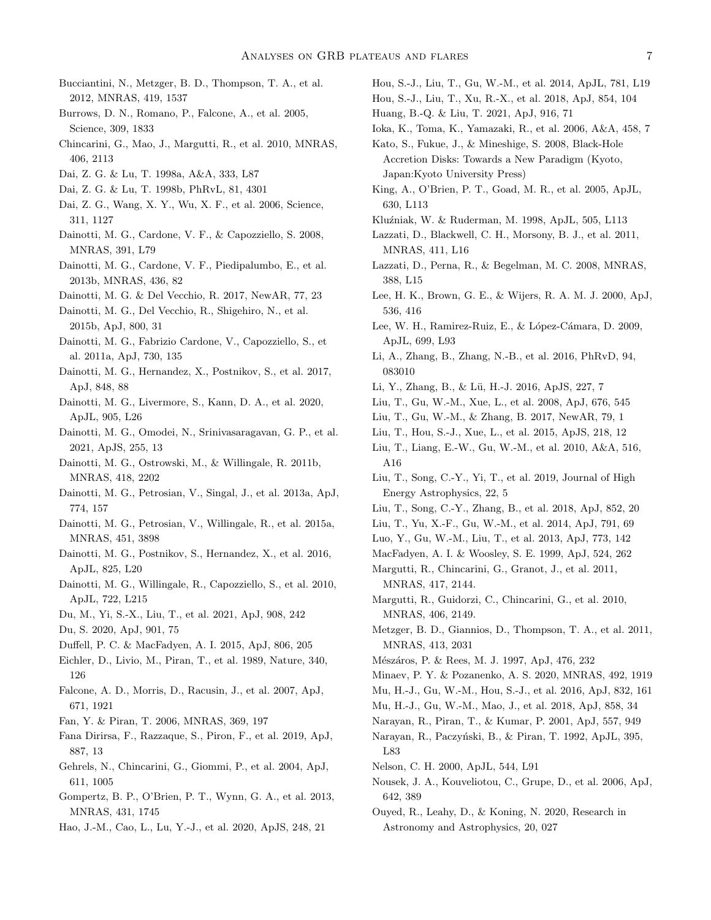Bucciantini, N., Metzger, B. D., Thompson, T. A., et al. 2012, MNRAS, 419, 1537

Burrows, D. N., Romano, P., Falcone, A., et al. 2005, Science, 309, 1833

Chincarini, G., Mao, J., Margutti, R., et al. 2010, MNRAS, 406, 2113

Dai, Z. G. & Lu, T. 1998a, A&A, 333, L87

Dai, Z. G. & Lu, T. 1998b, PhRvL, 81, 4301

Dai, Z. G., Wang, X. Y., Wu, X. F., et al. 2006, Science, 311, 1127

Dainotti, M. G., Cardone, V. F., & Capozziello, S. 2008, MNRAS, 391, L79

Dainotti, M. G., Cardone, V. F., Piedipalumbo, E., et al. 2013b, MNRAS, 436, 82

Dainotti, M. G. & Del Vecchio, R. 2017, NewAR, 77, 23

Dainotti, M. G., Del Vecchio, R., Shigehiro, N., et al. 2015b, ApJ, 800, 31

Dainotti, M. G., Fabrizio Cardone, V., Capozziello, S., et al. 2011a, ApJ, 730, 135

Dainotti, M. G., Hernandez, X., Postnikov, S., et al. 2017, ApJ, 848, 88

Dainotti, M. G., Livermore, S., Kann, D. A., et al. 2020, ApJL, 905, L26

Dainotti, M. G., Omodei, N., Srinivasaragavan, G. P., et al. 2021, ApJS, 255, 13

Dainotti, M. G., Ostrowski, M., & Willingale, R. 2011b, MNRAS, 418, 2202

Dainotti, M. G., Petrosian, V., Singal, J., et al. 2013a, ApJ, 774, 157

Dainotti, M. G., Petrosian, V., Willingale, R., et al. 2015a, MNRAS, 451, 3898

Dainotti, M. G., Postnikov, S., Hernandez, X., et al. 2016, ApJL, 825, L20

Dainotti, M. G., Willingale, R., Capozziello, S., et al. 2010, ApJL, 722, L215

Du, M., Yi, S.-X., Liu, T., et al. 2021, ApJ, 908, 242

Du, S. 2020, ApJ, 901, 75

Duffell, P. C. & MacFadyen, A. I. 2015, ApJ, 806, 205

Eichler, D., Livio, M., Piran, T., et al. 1989, Nature, 340, 126

Falcone, A. D., Morris, D., Racusin, J., et al. 2007, ApJ, 671, 1921

Fan, Y. & Piran, T. 2006, MNRAS, 369, 197

Fana Dirirsa, F., Razzaque, S., Piron, F., et al. 2019, ApJ, 887, 13

Gehrels, N., Chincarini, G., Giommi, P., et al. 2004, ApJ, 611, 1005

Gompertz, B. P., O'Brien, P. T., Wynn, G. A., et al. 2013, MNRAS, 431, 1745

Hao, J.-M., Cao, L., Lu, Y.-J., et al. 2020, ApJS, 248, 21

Hou, S.-J., Liu, T., Gu, W.-M., et al. 2014, ApJL, 781, L19

Hou, S.-J., Liu, T., Xu, R.-X., et al. 2018, ApJ, 854, 104

Huang, B.-Q. & Liu, T. 2021, ApJ, 916, 71

Ioka, K., Toma, K., Yamazaki, R., et al. 2006, A&A, 458, 7

Kato, S., Fukue, J., & Mineshige, S. 2008, Black-Hole Accretion Disks: Towards a New Paradigm (Kyoto, Japan:Kyoto University Press)

King, A., O'Brien, P. T., Goad, M. R., et al. 2005, ApJL, 630, L113

Kluźniak, W. & Ruderman, M. 1998, ApJL, 505, L113

Lazzati, D., Blackwell, C. H., Morsony, B. J., et al. 2011, MNRAS, 411, L16

Lazzati, D., Perna, R., & Begelman, M. C. 2008, MNRAS, 388, L15

Lee, H. K., Brown, G. E., & Wijers, R. A. M. J. 2000, ApJ, 536, 416

Lee, W. H., Ramirez-Ruiz, E., & López-Cámara, D. 2009, ApJL, 699, L93

Li, A., Zhang, B., Zhang, N.-B., et al. 2016, PhRvD, 94, 083010

Li, Y., Zhang, B., & Lü, H.-J. 2016, ApJS, 227, 7

Liu, T., Gu, W.-M., Xue, L., et al. 2008, ApJ, 676, 545

Liu, T., Gu, W.-M., & Zhang, B. 2017, NewAR, 79, 1

Liu, T., Hou, S.-J., Xue, L., et al. 2015, ApJS, 218, 12

Liu, T., Liang, E.-W., Gu, W.-M., et al. 2010, A&A, 516, A16

Liu, T., Song, C.-Y., Yi, T., et al. 2019, Journal of High Energy Astrophysics, 22, 5

Liu, T., Song, C.-Y., Zhang, B., et al. 2018, ApJ, 852, 20

Liu, T., Yu, X.-F., Gu, W.-M., et al. 2014, ApJ, 791, 69

Luo, Y., Gu, W.-M., Liu, T., et al. 2013, ApJ, 773, 142

MacFadyen, A. I. & Woosley, S. E. 1999, ApJ, 524, 262

Margutti, R., Chincarini, G., Granot, J., et al. 2011, MNRAS, 417, 2144.

Margutti, R., Guidorzi, C., Chincarini, G., et al. 2010, MNRAS, 406, 2149.

Metzger, B. D., Giannios, D., Thompson, T. A., et al. 2011, MNRAS, 413, 2031

Mészáros, P. & Rees, M. J. 1997, ApJ, 476, 232

Minaev, P. Y. & Pozanenko, A. S. 2020, MNRAS, 492, 1919

Mu, H.-J., Gu, W.-M., Hou, S.-J., et al. 2016, ApJ, 832, 161

Mu, H.-J., Gu, W.-M., Mao, J., et al. 2018, ApJ, 858, 34

Narayan, R., Piran, T., & Kumar, P. 2001, ApJ, 557, 949

Narayan, R., Paczyński, B., & Piran, T. 1992, ApJL, 395, L83

Nelson, C. H. 2000, ApJL, 544, L91

Nousek, J. A., Kouveliotou, C., Grupe, D., et al. 2006, ApJ, 642, 389

Ouyed, R., Leahy, D., & Koning, N. 2020, Research in Astronomy and Astrophysics, 20, 027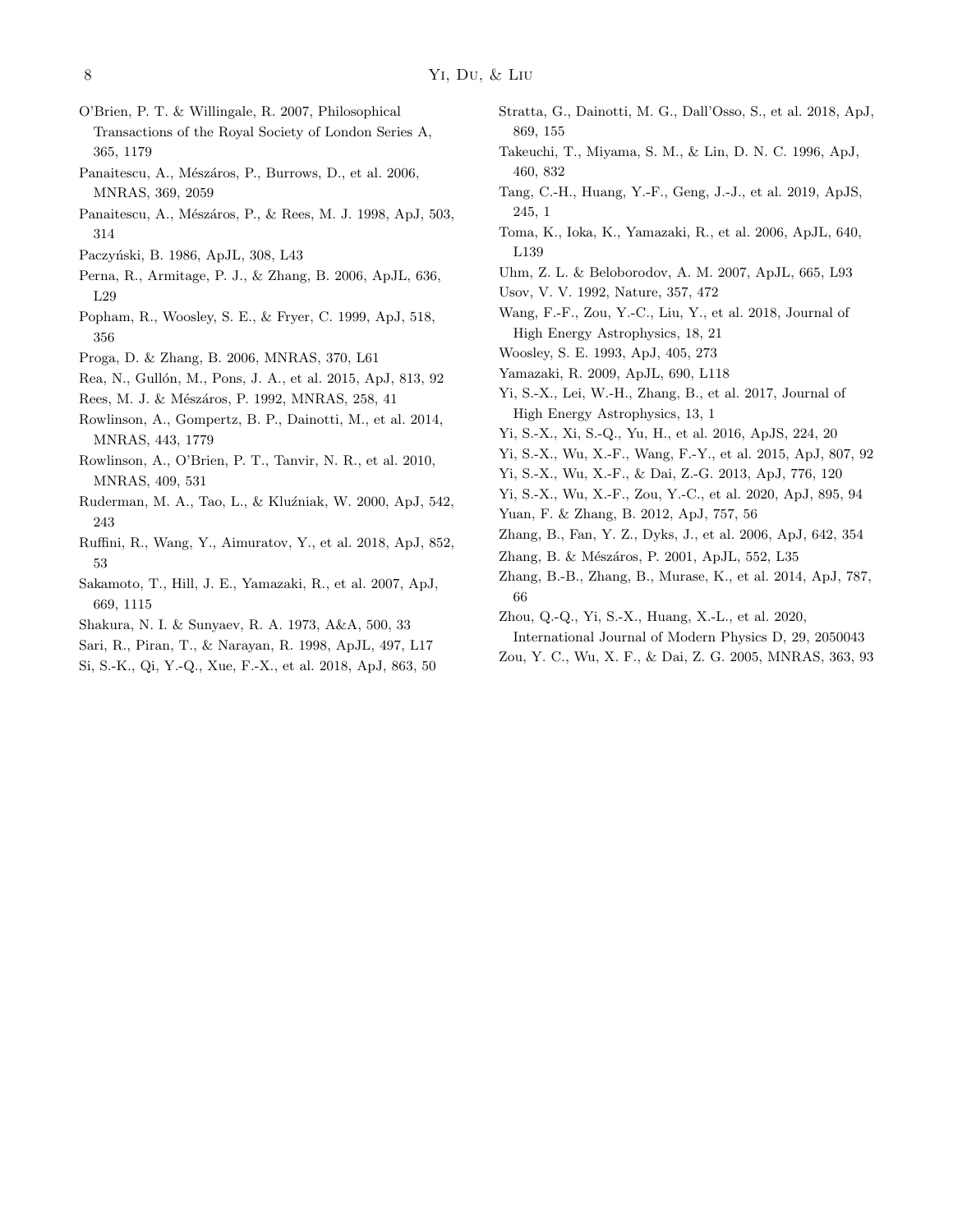O'Brien, P. T. & Willingale, R. 2007, Philosophical Transactions of the Royal Society of London Series A, 365, 1179

Panaitescu, A., Mészáros, P., Burrows, D., et al. 2006, MNRAS, 369, 2059

Panaitescu, A., Mészáros, P., & Rees, M. J. 1998, ApJ, 503, 314

Paczyński, B. 1986, ApJL, 308, L43

Perna, R., Armitage, P. J., & Zhang, B. 2006, ApJL, 636, L29

Popham, R., Woosley, S. E., & Fryer, C. 1999, ApJ, 518, 356

Proga, D. & Zhang, B. 2006, MNRAS, 370, L61

Rea, N., Gullón, M., Pons, J. A., et al. 2015, ApJ, 813, 92

Rees, M. J. & Mészáros, P. 1992, MNRAS, 258, 41

Rowlinson, A., Gompertz, B. P., Dainotti, M., et al. 2014, MNRAS, 443, 1779

Rowlinson, A., O'Brien, P. T., Tanvir, N. R., et al. 2010, MNRAS, 409, 531

Ruderman, M. A., Tao, L., & Kluźniak, W. 2000, ApJ, 542, 243

Ruffini, R., Wang, Y., Aimuratov, Y., et al. 2018, ApJ, 852, 53

Sakamoto, T., Hill, J. E., Yamazaki, R., et al. 2007, ApJ, 669, 1115

Shakura, N. I. & Sunyaev, R. A. 1973, A&A, 500, 33

Sari, R., Piran, T., & Narayan, R. 1998, ApJL, 497, L17

Si, S.-K., Qi, Y.-Q., Xue, F.-X., et al. 2018, ApJ, 863, 50

Stratta, G., Dainotti, M. G., Dall'Osso, S., et al. 2018, ApJ, 869, 155

Takeuchi, T., Miyama, S. M., & Lin, D. N. C. 1996, ApJ, 460, 832

Tang, C.-H., Huang, Y.-F., Geng, J.-J., et al. 2019, ApJS, 245, 1

Toma, K., Ioka, K., Yamazaki, R., et al. 2006, ApJL, 640, L139

Uhm, Z. L. & Beloborodov, A. M. 2007, ApJL, 665, L93

Usov, V. V. 1992, Nature, 357, 472

Wang, F.-F., Zou, Y.-C., Liu, Y., et al. 2018, Journal of High Energy Astrophysics, 18, 21

Woosley, S. E. 1993, ApJ, 405, 273

Yamazaki, R. 2009, ApJL, 690, L118

Yi, S.-X., Lei, W.-H., Zhang, B., et al. 2017, Journal of High Energy Astrophysics, 13, 1

Yi, S.-X., Xi, S.-Q., Yu, H., et al. 2016, ApJS, 224, 20

Yi, S.-X., Wu, X.-F., Wang, F.-Y., et al. 2015, ApJ, 807, 92

Yi, S.-X., Wu, X.-F., & Dai, Z.-G. 2013, ApJ, 776, 120

Yi, S.-X., Wu, X.-F., Zou, Y.-C., et al. 2020, ApJ, 895, 94

Yuan, F. & Zhang, B. 2012, ApJ, 757, 56

Zhang, B., Fan, Y. Z., Dyks, J., et al. 2006, ApJ, 642, 354

Zhang, B. & Mészáros, P. 2001, ApJL, 552, L35

Zhang, B.-B., Zhang, B., Murase, K., et al. 2014, ApJ, 787, 66

Zhou, Q.-Q., Yi, S.-X., Huang, X.-L., et al. 2020, International Journal of Modern Physics D, 29, 2050043

Zou, Y. C., Wu, X. F., & Dai, Z. G. 2005, MNRAS, 363, 93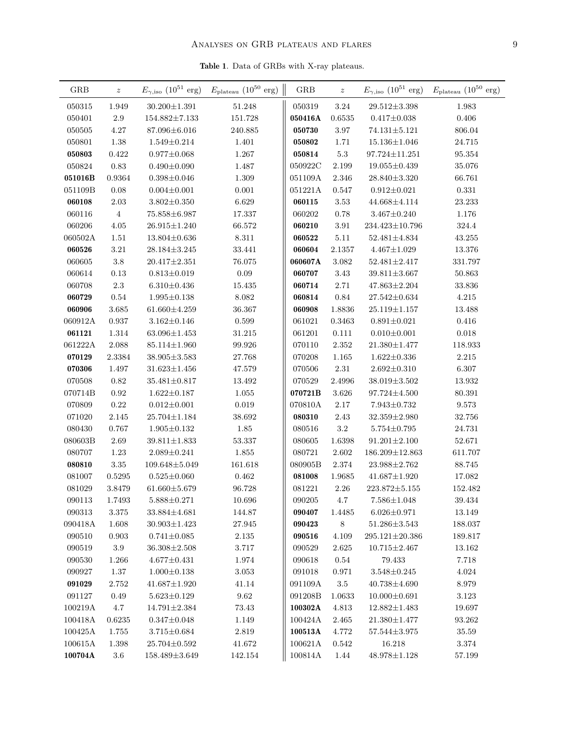**Table 1**. Data of GRBs with X-ray plateaus.

| GRB | $z$ | $E_{\gamma,\rm iso}$ ($10^{51}$ erg) | $E_{\rm plateau}$ ($10^{50}$ erg) | GRB | $z$ | $E_{\gamma,\rm iso}$ ($10^{51}$ erg) | $E_{\rm plateau}$ ($10^{50}$ erg) |
|---|---|---|---|---|---|---|---|
| 050315 | 1.949 | 30.200±1.391 | 51.248 | 050319 | 3.24 | 29.512±3.398 | 1.983 |
| 050401 | 2.9 | 154.882±7.133 | 151.728 | **050416A** | 0.6535 | 0.417±0.038 | 0.406 |
| 050505 | 4.27 | 87.096±6.016 | 240.885 | **050730** | 3.97 | 74.131±5.121 | 806.04 |
| 050801 | 1.38 | 1.549±0.214 | 1.401 | **050802** | 1.71 | 15.136±1.046 | 24.715 |
| **050803** | 0.422 | 0.977±0.068 | 1.267 | **050814** | 5.3 | 97.724±11.251 | 95.354 |
| 050824 | 0.83 | 0.490±0.090 | 1.487 | 050922C | 2.199 | 19.055±0.439 | 35.076 |
| **051016B** | 0.9364 | 0.398±0.046 | 1.309 | 051109A | 2.346 | 28.840±3.320 | 66.761 |
| 051109B | 0.08 | 0.004±0.001 | 0.001 | 051221A | 0.547 | 0.912±0.021 | 0.331 |
| **060108** | 2.03 | 3.802±0.350 | 6.629 | **060115** | 3.53 | 44.668±4.114 | 23.233 |
| 060116 | 4 | 75.858±6.987 | 17.337 | 060202 | 0.78 | 3.467±0.240 | 1.176 |
| 060206 | 4.05 | 26.915±1.240 | 66.572 | **060210** | 3.91 | 234.423±10.796 | 324.4 |
| 060502A | 1.51 | 13.804±0.636 | 8.311 | **060522** | 5.11 | 52.481±4.834 | 43.255 |
| **060526** | 3.21 | 28.184±3.245 | 33.441 | **060604** | 2.1357 | 4.467±1.029 | 13.376 |
| 060605 | 3.8 | 20.417±2.351 | 76.075 | **060607A** | 3.082 | 52.481±2.417 | 331.797 |
| 060614 | 0.13 | 0.813±0.019 | 0.09 | **060707** | 3.43 | 39.811±3.667 | 50.863 |
| 060708 | 2.3 | 6.310±0.436 | 15.435 | **060714** | 2.71 | 47.863±2.204 | 33.836 |
| **060729** | 0.54 | 1.995±0.138 | 8.082 | **060814** | 0.84 | 27.542±0.634 | 4.215 |
| **060906** | 3.685 | 61.660±4.259 | 36.367 | **060908** | 1.8836 | 25.119±1.157 | 13.488 |
| 060912A | 0.937 | 3.162±0.146 | 0.599 | 061021 | 0.3463 | 0.891±0.021 | 0.416 |
| **061121** | 1.314 | 63.096±1.453 | 31.215 | 061201 | 0.111 | 0.010±0.001 | 0.018 |
| 061222A | 2.088 | 85.114±1.960 | 99.926 | 070110 | 2.352 | 21.380±1.477 | 118.933 |
| **070129** | 2.3384 | 38.905±3.583 | 27.768 | 070208 | 1.165 | 1.622±0.336 | 2.215 |
| **070306** | 1.497 | 31.623±1.456 | 47.579 | 070506 | 2.31 | 2.692±0.310 | 6.307 |
| 070508 | 0.82 | 35.481±0.817 | 13.492 | 070529 | 2.4996 | 38.019±3.502 | 13.932 |
| 070714B | 0.92 | 1.622±0.187 | 1.055 | **070721B** | 3.626 | 97.724±4.500 | 80.391 |
| 070809 | 0.22 | 0.012±0.001 | 0.019 | 070810A | 2.17 | 7.943±0.732 | 9.573 |
| 071020 | 2.145 | 25.704±1.184 | 38.692 | **080310** | 2.43 | 32.359±2.980 | 32.756 |
| 080430 | 0.767 | 1.905±0.132 | 1.85 | 080516 | 3.2 | 5.754±0.795 | 24.731 |
| 080603B | 2.69 | 39.811±1.833 | 53.337 | 080605 | 1.6398 | 91.201±2.100 | 52.671 |
| 080707 | 1.23 | 2.089±0.241 | 1.855 | 080721 | 2.602 | 186.209±12.863 | 611.707 |
| **080810** | 3.35 | 109.648±5.049 | 161.618 | 080905B | 2.374 | 23.988±2.762 | 88.745 |
| 081007 | 0.5295 | 0.525±0.060 | 0.462 | **081008** | 1.9685 | 41.687±1.920 | 17.082 |
| 081029 | 3.8479 | 61.660±5.679 | 96.728 | 081221 | 2.26 | 223.872±5.155 | 152.482 |
| 090113 | 1.7493 | 5.888±0.271 | 10.696 | 090205 | 4.7 | 7.586±1.048 | 39.434 |
| 090313 | 3.375 | 33.884±4.681 | 144.87 | **090407** | 1.4485 | 6.026±0.971 | 13.149 |
| 090418A | 1.608 | 30.903±1.423 | 27.945 | **090423** | 8 | 51.286±3.543 | 188.037 |
| 090510 | 0.903 | 0.741±0.085 | 2.135 | **090516** | 4.109 | 295.121±20.386 | 189.817 |
| 090519 | 3.9 | 36.308±2.508 | 3.717 | 090529 | 2.625 | 10.715±2.467 | 13.162 |
| 090530 | 1.266 | 4.677±0.431 | 1.974 | 090618 | 0.54 | 79.433 | 7.718 |
| 090927 | 1.37 | 1.000±0.138 | 3.053 | 091018 | 0.971 | 3.548±0.245 | 4.024 |
| **091029** | 2.752 | 41.687±1.920 | 41.14 | 091109A | 3.5 | 40.738±4.690 | 8.979 |
| 091127 | 0.49 | 5.623±0.129 | 9.62 | 091208B | 1.0633 | 10.000±0.691 | 3.123 |
| 100219A | 4.7 | 14.791±2.384 | 73.43 | **100302A** | 4.813 | 12.882±1.483 | 19.697 |
| 100418A | 0.6235 | 0.347±0.048 | 1.149 | 100424A | 2.465 | 21.380±1.477 | 93.262 |
| 100425A | 1.755 | 3.715±0.684 | 2.819 | **100513A** | 4.772 | 57.544±3.975 | 35.59 |
| 100615A | 1.398 | 25.704±0.592 | 41.672 | 100621A | 0.542 | 16.218 | 3.374 |
| **100704A** | 3.6 | 158.489±3.649 | 142.154 | 100814A | 1.44 | 48.978±1.128 | 57.199 |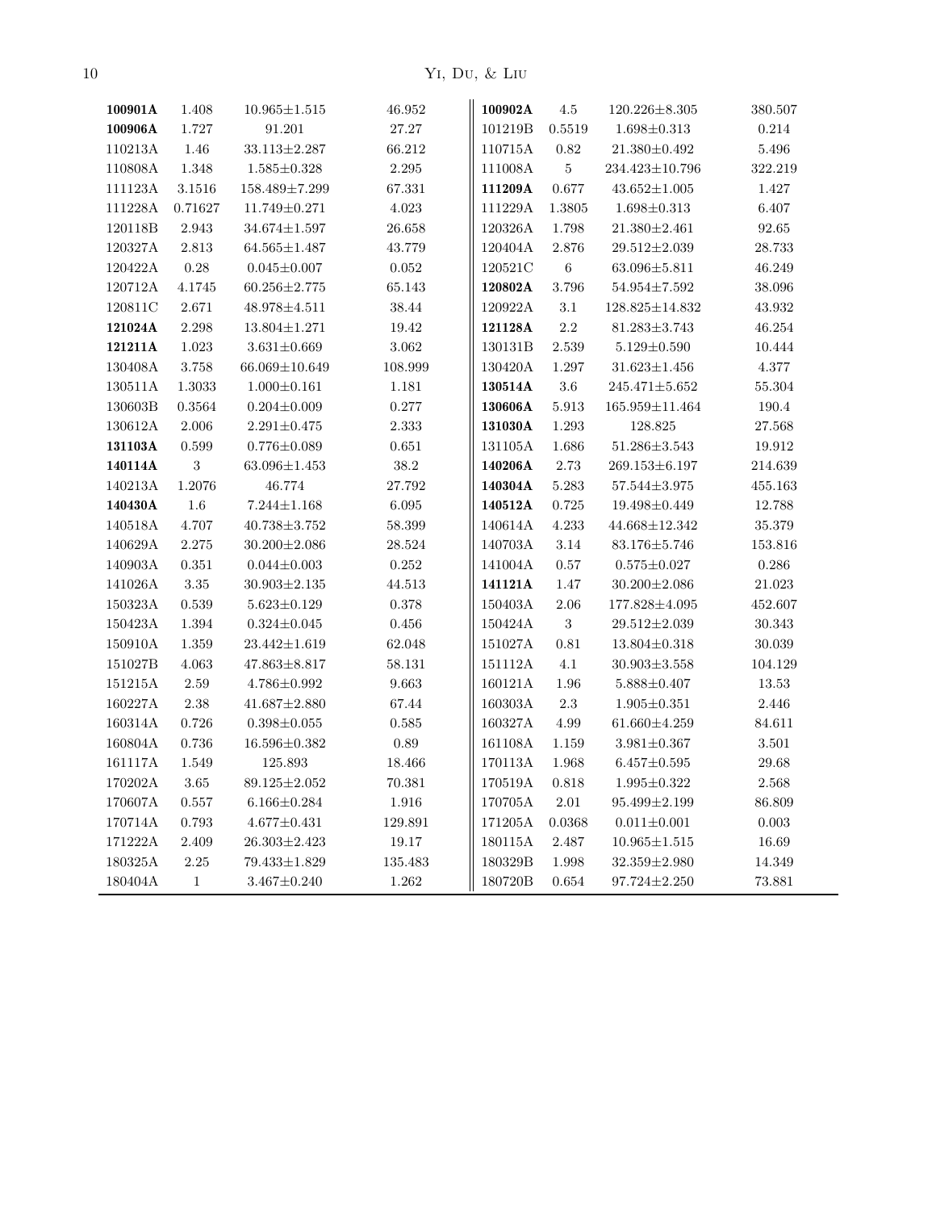| | | | | | | | |
|---|---|---|---|---|---|---|---|
| **100901A** | 1.408 | 10.965±1.515 | 46.952 | **100902A** | 4.5 | 120.226±8.305 | 380.507 |
| **100906A** | 1.727 | 91.201 | 27.27 | 101219B | 0.5519 | 1.698±0.313 | 0.214 |
| 110213A | 1.46 | 33.113±2.287 | 66.212 | 110715A | 0.82 | 21.380±0.492 | 5.496 |
| 110808A | 1.348 | 1.585±0.328 | 2.295 | 111008A | 5 | 234.423±10.796 | 322.219 |
| 111123A | 3.1516 | 158.489±7.299 | 67.331 | **111209A** | 0.677 | 43.652±1.005 | 1.427 |
| 111228A | 0.71627 | 11.749±0.271 | 4.023 | 111229A | 1.3805 | 1.698±0.313 | 6.407 |
| 120118B | 2.943 | 34.674±1.597 | 26.658 | 120326A | 1.798 | 21.380±2.461 | 92.65 |
| 120327A | 2.813 | 64.565±1.487 | 43.779 | 120404A | 2.876 | 29.512±2.039 | 28.733 |
| 120422A | 0.28 | 0.045±0.007 | 0.052 | 120521C | 6 | 63.096±5.811 | 46.249 |
| 120712A | 4.1745 | 60.256±2.775 | 65.143 | **120802A** | 3.796 | 54.954±7.592 | 38.096 |
| 120811C | 2.671 | 48.978±4.511 | 38.44 | 120922A | 3.1 | 128.825±14.832 | 43.932 |
| **121024A** | 2.298 | 13.804±1.271 | 19.42 | **121128A** | 2.2 | 81.283±3.743 | 46.254 |
| **121211A** | 1.023 | 3.631±0.669 | 3.062 | 130131B | 2.539 | 5.129±0.590 | 10.444 |
| 130408A | 3.758 | 66.069±10.649 | 108.999 | 130420A | 1.297 | 31.623±1.456 | 4.377 |
| 130511A | 1.3033 | 1.000±0.161 | 1.181 | **130514A** | 3.6 | 245.471±5.652 | 55.304 |
| 130603B | 0.3564 | 0.204±0.009 | 0.277 | **130606A** | 5.913 | 165.959±11.464 | 190.4 |
| 130612A | 2.006 | 2.291±0.475 | 2.333 | **131030A** | 1.293 | 128.825 | 27.568 |
| **131103A** | 0.599 | 0.776±0.089 | 0.651 | 131105A | 1.686 | 51.286±3.543 | 19.912 |
| **140114A** | 3 | 63.096±1.453 | 38.2 | **140206A** | 2.73 | 269.153±6.197 | 214.639 |
| 140213A | 1.2076 | 46.774 | 27.792 | **140304A** | 5.283 | 57.544±3.975 | 455.163 |
| **140430A** | 1.6 | 7.244±1.168 | 6.095 | **140512A** | 0.725 | 19.498±0.449 | 12.788 |
| 140518A | 4.707 | 40.738±3.752 | 58.399 | 140614A | 4.233 | 44.668±12.342 | 35.379 |
| 140629A | 2.275 | 30.200±2.086 | 28.524 | 140703A | 3.14 | 83.176±5.746 | 153.816 |
| 140903A | 0.351 | 0.044±0.003 | 0.252 | 141004A | 0.57 | 0.575±0.027 | 0.286 |
| 141026A | 3.35 | 30.903±2.135 | 44.513 | **141121A** | 1.47 | 30.200±2.086 | 21.023 |
| 150323A | 0.539 | 5.623±0.129 | 0.378 | 150403A | 2.06 | 177.828±4.095 | 452.607 |
| 150423A | 1.394 | 0.324±0.045 | 0.456 | 150424A | 3 | 29.512±2.039 | 30.343 |
| 150910A | 1.359 | 23.442±1.619 | 62.048 | 151027A | 0.81 | 13.804±0.318 | 30.039 |
| 151027B | 4.063 | 47.863±8.817 | 58.131 | 151112A | 4.1 | 30.903±3.558 | 104.129 |
| 151215A | 2.59 | 4.786±0.992 | 9.663 | 160121A | 1.96 | 5.888±0.407 | 13.53 |
| 160227A | 2.38 | 41.687±2.880 | 67.44 | 160303A | 2.3 | 1.905±0.351 | 2.446 |
| 160314A | 0.726 | 0.398±0.055 | 0.585 | 160327A | 4.99 | 61.660±4.259 | 84.611 |
| 160804A | 0.736 | 16.596±0.382 | 0.89 | 161108A | 1.159 | 3.981±0.367 | 3.501 |
| 161117A | 1.549 | 125.893 | 18.466 | 170113A | 1.968 | 6.457±0.595 | 29.68 |
| 170202A | 3.65 | 89.125±2.052 | 70.381 | 170519A | 0.818 | 1.995±0.322 | 2.568 |
| 170607A | 0.557 | 6.166±0.284 | 1.916 | 170705A | 2.01 | 95.499±2.199 | 86.809 |
| 170714A | 0.793 | 4.677±0.431 | 129.891 | 171205A | 0.0368 | 0.011±0.001 | 0.003 |
| 171222A | 2.409 | 26.303±2.423 | 19.17 | 180115A | 2.487 | 10.965±1.515 | 16.69 |
| 180325A | 2.25 | 79.433±1.829 | 135.483 | 180329B | 1.998 | 32.359±2.980 | 14.349 |
| 180404A | 1 | 3.467±0.240 | 1.262 | 180720B | 0.654 | 97.724±2.250 | 73.881 |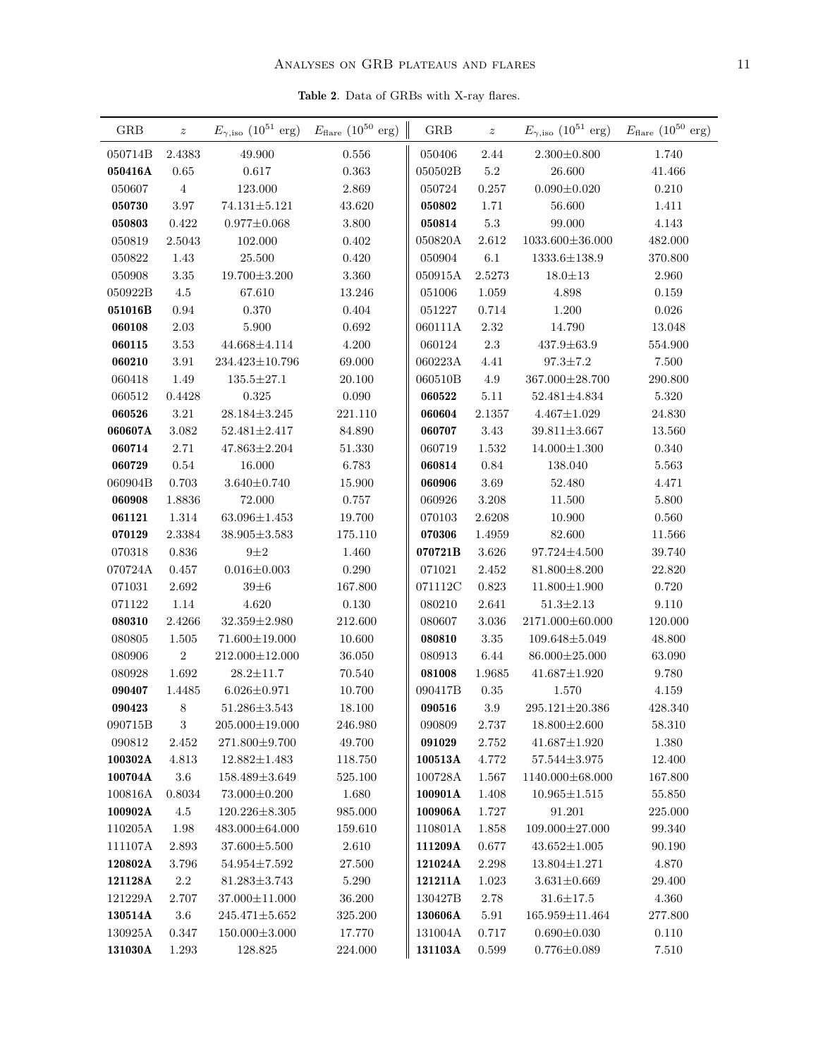**Table 2**. Data of GRBs with X-ray flares.

| GRB | $z$ | $E_{\gamma,\rm iso}$ ($10^{51}$ erg) | $E_{\rm flare}$ ($10^{50}$ erg) | GRB | $z$ | $E_{\gamma,\rm iso}$ ($10^{51}$ erg) | $E_{\rm flare}$ ($10^{50}$ erg) |
|---|---|---|---|---|---|---|---|
| 050714B | 2.4383 | 49.900 | 0.556 | 050406 | 2.44 | 2.300±0.800 | 1.740 |
| **050416A** | 0.65 | 0.617 | 0.363 | 050502B | 5.2 | 26.600 | 41.466 |
| 050607 | 4 | 123.000 | 2.869 | 050724 | 0.257 | 0.090±0.020 | 0.210 |
| **050730** | 3.97 | 74.131±5.121 | 43.620 | **050802** | 1.71 | 56.600 | 1.411 |
| **050803** | 0.422 | 0.977±0.068 | 3.800 | **050814** | 5.3 | 99.000 | 4.143 |
| 050819 | 2.5043 | 102.000 | 0.402 | 050820A | 2.612 | 1033.600±36.000 | 482.000 |
| 050822 | 1.43 | 25.500 | 0.420 | 050904 | 6.1 | 1333.6±138.9 | 370.800 |
| 050908 | 3.35 | 19.700±3.200 | 3.360 | 050915A | 2.5273 | 18.0±13 | 2.960 |
| 050922B | 4.5 | 67.610 | 13.246 | 051006 | 1.059 | 4.898 | 0.159 |
| **051016B** | 0.94 | 0.370 | 0.404 | 051227 | 0.714 | 1.200 | 0.026 |
| **060108** | 2.03 | 5.900 | 0.692 | 060111A | 2.32 | 14.790 | 13.048 |
| **060115** | 3.53 | 44.668±4.114 | 4.200 | 060124 | 2.3 | 437.9±63.9 | 554.900 |
| **060210** | 3.91 | 234.423±10.796 | 69.000 | 060223A | 4.41 | 97.3±7.2 | 7.500 |
| 060418 | 1.49 | 135.5±27.1 | 20.100 | 060510B | 4.9 | 367.000±28.700 | 290.800 |
| 060512 | 0.4428 | 0.325 | 0.090 | **060522** | 5.11 | 52.481±4.834 | 5.320 |
| **060526** | 3.21 | 28.184±3.245 | 221.110 | **060604** | 2.1357 | 4.467±1.029 | 24.830 |
| **060607A** | 3.082 | 52.481±2.417 | 84.890 | **060707** | 3.43 | 39.811±3.667 | 13.560 |
| **060714** | 2.71 | 47.863±2.204 | 51.330 | 060719 | 1.532 | 14.000±1.300 | 0.340 |
| **060729** | 0.54 | 16.000 | 6.783 | **060814** | 0.84 | 138.040 | 5.563 |
| 060904B | 0.703 | 3.640±0.740 | 15.900 | **060906** | 3.69 | 52.480 | 4.471 |
| **060908** | 1.8836 | 72.000 | 0.757 | 060926 | 3.208 | 11.500 | 5.800 |
| **061121** | 1.314 | 63.096±1.453 | 19.700 | 070103 | 2.6208 | 10.900 | 0.560 |
| **070129** | 2.3384 | 38.905±3.583 | 175.110 | **070306** | 1.4959 | 82.600 | 11.566 |
| 070318 | 0.836 | 9±2 | 1.460 | **070721B** | 3.626 | 97.724±4.500 | 39.740 |
| 070724A | 0.457 | 0.016±0.003 | 0.290 | 071021 | 2.452 | 81.800±8.200 | 22.820 |
| 071031 | 2.692 | 39±6 | 167.800 | 071112C | 0.823 | 11.800±1.900 | 0.720 |
| 071122 | 1.14 | 4.620 | 0.130 | 080210 | 2.641 | 51.3±2.13 | 9.110 |
| **080310** | 2.4266 | 32.359±2.980 | 212.600 | 080607 | 3.036 | 2171.000±60.000 | 120.000 |
| 080805 | 1.505 | 71.600±19.000 | 10.600 | **080810** | 3.35 | 109.648±5.049 | 48.800 |
| 080906 | 2 | 212.000±12.000 | 36.050 | 080913 | 6.44 | 86.000±25.000 | 63.090 |
| 080928 | 1.692 | 28.2±11.7 | 70.540 | **081008** | 1.9685 | 41.687±1.920 | 9.780 |
| **090407** | 1.4485 | 6.026±0.971 | 10.700 | 090417B | 0.35 | 1.570 | 4.159 |
| **090423** | 8 | 51.286±3.543 | 18.100 | **090516** | 3.9 | 295.121±20.386 | 428.340 |
| 090715B | 3 | 205.000±19.000 | 246.980 | 090809 | 2.737 | 18.800±2.600 | 58.310 |
| 090812 | 2.452 | 271.800±9.700 | 49.700 | **091029** | 2.752 | 41.687±1.920 | 1.380 |
| **100302A** | 4.813 | 12.882±1.483 | 118.750 | **100513A** | 4.772 | 57.544±3.975 | 12.400 |
| **100704A** | 3.6 | 158.489±3.649 | 525.100 | 100728A | 1.567 | 1140.000±68.000 | 167.800 |
| 100816A | 0.8034 | 73.000±0.200 | 1.680 | **100901A** | 1.408 | 10.965±1.515 | 55.850 |
| **100902A** | 4.5 | 120.226±8.305 | 985.000 | **100906A** | 1.727 | 91.201 | 225.000 |
| 110205A | 1.98 | 483.000±64.000 | 159.610 | 110801A | 1.858 | 109.000±27.000 | 99.340 |
| 111107A | 2.893 | 37.600±5.500 | 2.610 | **111209A** | 0.677 | 43.652±1.005 | 90.190 |
| **120802A** | 3.796 | 54.954±7.592 | 27.500 | **121024A** | 2.298 | 13.804±1.271 | 4.870 |
| **121128A** | 2.2 | 81.283±3.743 | 5.290 | **121211A** | 1.023 | 3.631±0.669 | 29.400 |
| 121229A | 2.707 | 37.000±11.000 | 36.200 | 130427B | 2.78 | 31.6±17.5 | 4.360 |
| **130514A** | 3.6 | 245.471±5.652 | 325.200 | **130606A** | 5.91 | 165.959±11.464 | 277.800 |
| 130925A | 0.347 | 150.000±3.000 | 17.770 | 131004A | 0.717 | 0.690±0.030 | 0.110 |
| **131030A** | 1.293 | 128.825 | 224.000 | **131103A** | 0.599 | 0.776±0.089 | 7.510 |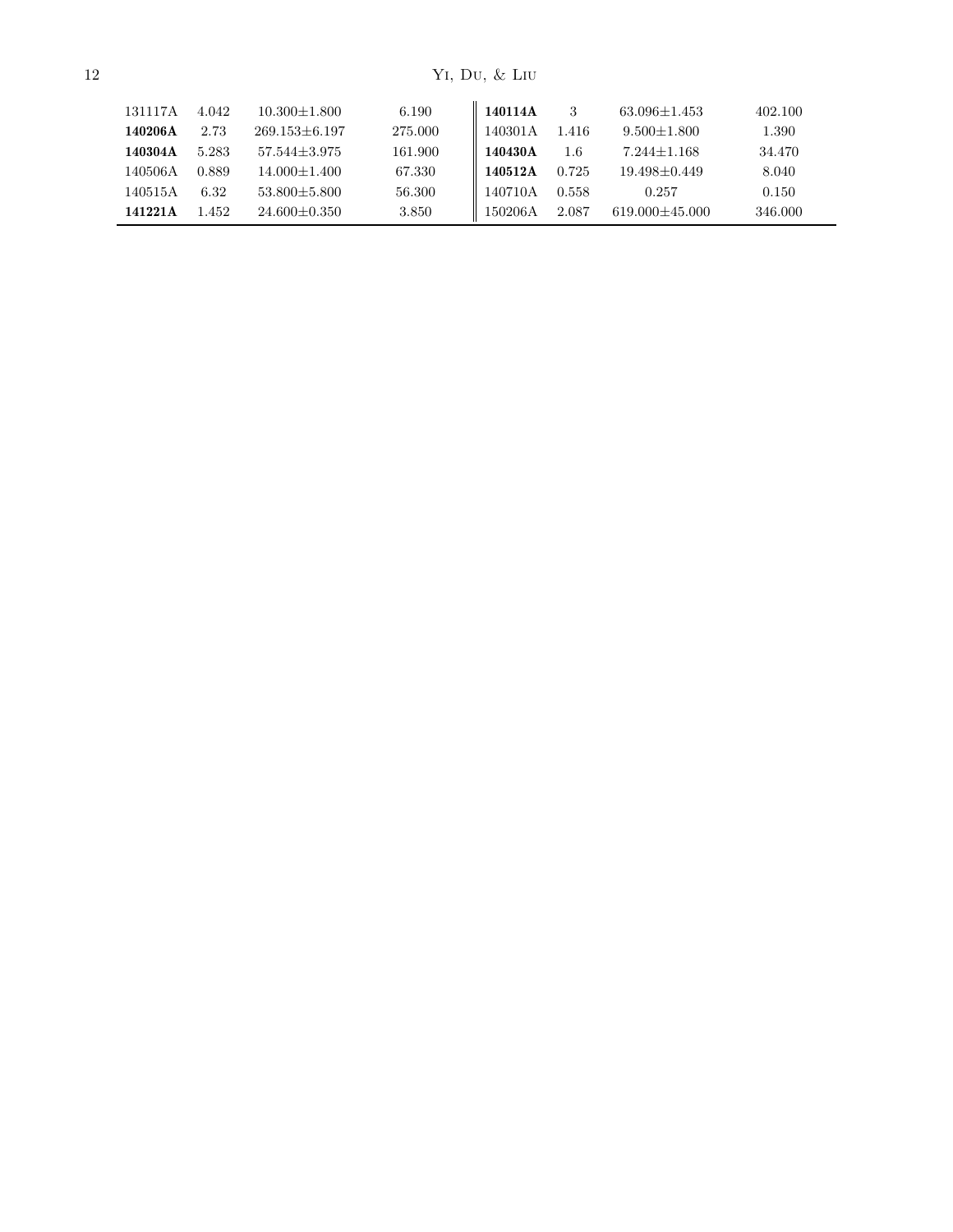| | | | | | | | |
|---|---|---|---|---|---|---|---|
| 131117A | 4.042 | 10.300±1.800 | 6.190 | **140114A** | 3 | 63.096±1.453 | 402.100 |
| **140206A** | 2.73 | 269.153±6.197 | 275.000 | 140301A | 1.416 | 9.500±1.800 | 1.390 |
| **140304A** | 5.283 | 57.544±3.975 | 161.900 | **140430A** | 1.6 | 7.244±1.168 | 34.470 |
| 140506A | 0.889 | 14.000±1.400 | 67.330 | **140512A** | 0.725 | 19.498±0.449 | 8.040 |
| 140515A | 6.32 | 53.800±5.800 | 56.300 | 140710A | 0.558 | 0.257 | 0.150 |
| **141221A** | 1.452 | 24.600±0.350 | 3.850 | 150206A | 2.087 | 619.000±45.000 | 346.000 |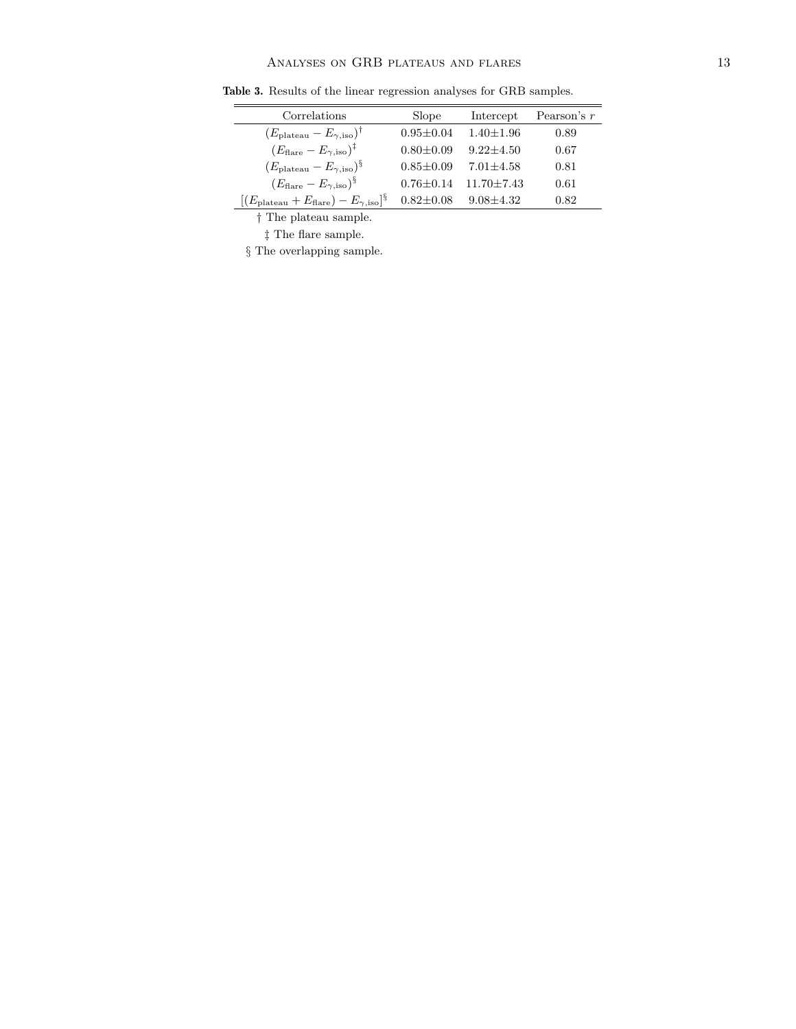**Table 3.** Results of the linear regression analyses for GRB samples.

| Correlations | Slope | Intercept | Pearson's $r$ |
|---|---|---|---|
| $(E_{\rm plateau} - E_{\gamma,\rm iso})^{\dagger}$ | 0.95±0.04 | 1.40±1.96 | 0.89 |
| $(E_{\rm flare} - E_{\gamma,\rm iso})^{\ddagger}$ | 0.80±0.09 | 9.22±4.50 | 0.67 |
| $(E_{\rm plateau} - E_{\gamma,\rm iso})^{\S}$ | 0.85±0.09 | 7.01±4.58 | 0.81 |
| $(E_{\rm flare} - E_{\gamma,\rm iso})^{\S}$ | 0.76±0.14 | 11.70±7.43 | 0.61 |
| $[(E_{\rm plateau} + E_{\rm flare}) - E_{\gamma,\rm iso}]^{\S}$ | 0.82±0.08 | 9.08±4.32 | 0.82 |

† The plateau sample.

‡ The flare sample.

§ The overlapping sample.